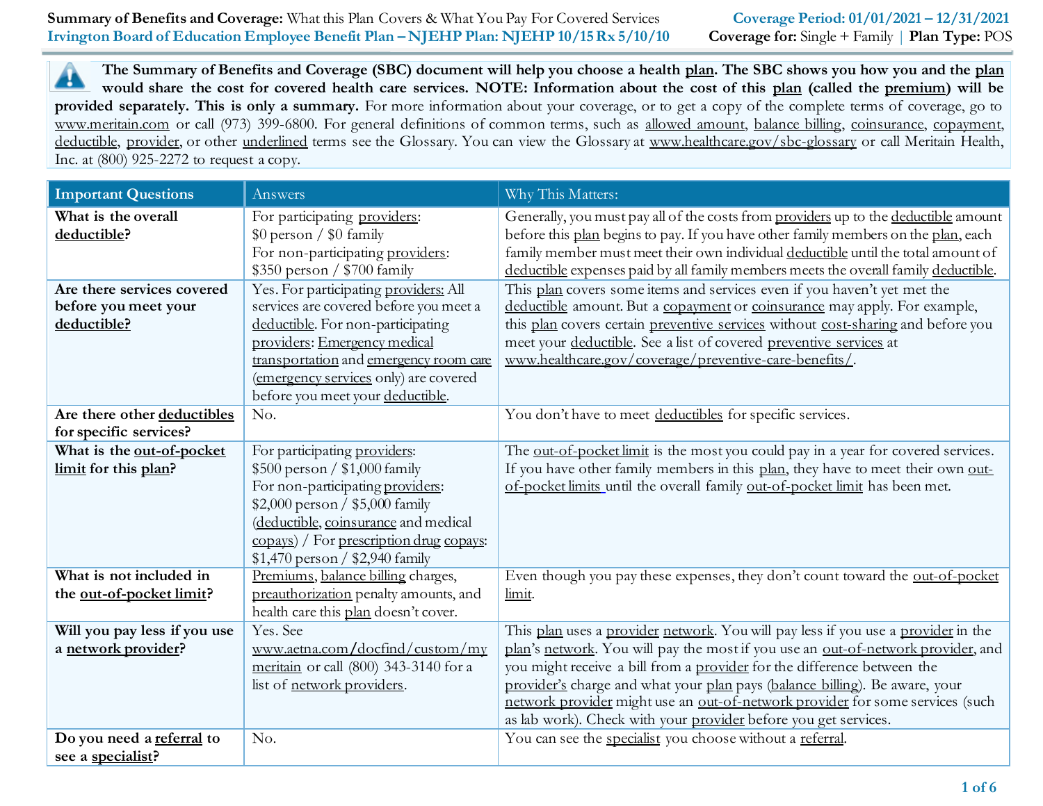**Summary of Benefits and Coverage:** What this Plan Covers & What You Pay For Covered Services

**Coverage Period: 01/01/2021 – 12/31/2021**

**Irvington Board of Education Employee Benefit Plan – NJEHP Plan: NJEHP 10/15 Rx 5/10/10**

**Coverage for:** Single + Family | **Plan Type:** POS

**The Summary of Benefits and Coverage (SBC) document will help you choose a health plan. The SBC shows you how you and the plan would share the cost for covered health care services. NOTE: Information about the cost of this plan (called the premium) will be provided separately. This is only a summary.** For more information about your coverage, or to get a copy of the complete terms of coverage, go to www.meritain.com or call (973) 399-6800. For general definitions of common terms, such as allowed amount, balance billing, coinsurance, copayment, deductible, provider, or other underlined terms see the Glossary. You can view the Glossary at www.healthcare.gov/sbc-glossary or call Meritain Health, Inc. at (800) 925-2272 to request a copy.

| Important Questions | Answers | Why This Matters: |
|---|---|---|
| **What is the overall deductible?** | For participating providers: $0 person / $0 family<br>For non-participating providers: $350 person / $700 family | Generally, you must pay all of the costs from providers up to the deductible amount before this plan begins to pay. If you have other family members on the plan, each family member must meet their own individual deductible until the total amount of deductible expenses paid by all family members meets the overall family deductible. |
| **Are there services covered before you meet your deductible?** | Yes. For participating providers: All services are covered before you meet a deductible. For non-participating providers: Emergency medical transportation and emergency room care (emergency services only) are covered before you meet your deductible. | This plan covers some items and services even if you haven't yet met the deductible amount. But a copayment or coinsurance may apply. For example, this plan covers certain preventive services without cost-sharing and before you meet your deductible. See a list of covered preventive services at www.healthcare.gov/coverage/preventive-care-benefits/. |
| **Are there other deductibles for specific services?** | No. | You don't have to meet deductibles for specific services. |
| **What is the out-of-pocket limit for this plan?** | For participating providers: $500 person / $1,000 family<br>For non-participating providers: $2,000 person / $5,000 family (deductible, coinsurance and medical copays) / For prescription drug copays: $1,470 person / $2,940 family | The out-of-pocket limit is the most you could pay in a year for covered services. If you have other family members in this plan, they have to meet their own out-of-pocket limits until the overall family out-of-pocket limit has been met. |
| **What is not included in the out-of-pocket limit?** | Premiums, balance billing charges, preauthorization penalty amounts, and health care this plan doesn't cover. | Even though you pay these expenses, they don't count toward the out-of-pocket limit. |
| **Will you pay less if you use a network provider?** | Yes. See www.aetna.com/docfind/custom/mymeritain or call (800) 343-3140 for a list of network providers. | This plan uses a provider network. You will pay less if you use a provider in the plan's network. You will pay the most if you use an out-of-network provider, and you might receive a bill from a provider for the difference between the provider's charge and what your plan pays (balance billing). Be aware, your network provider might use an out-of-network provider for some services (such as lab work). Check with your provider before you get services. |
| **Do you need a referral to see a specialist?** | No. | You can see the specialist you choose without a referral. |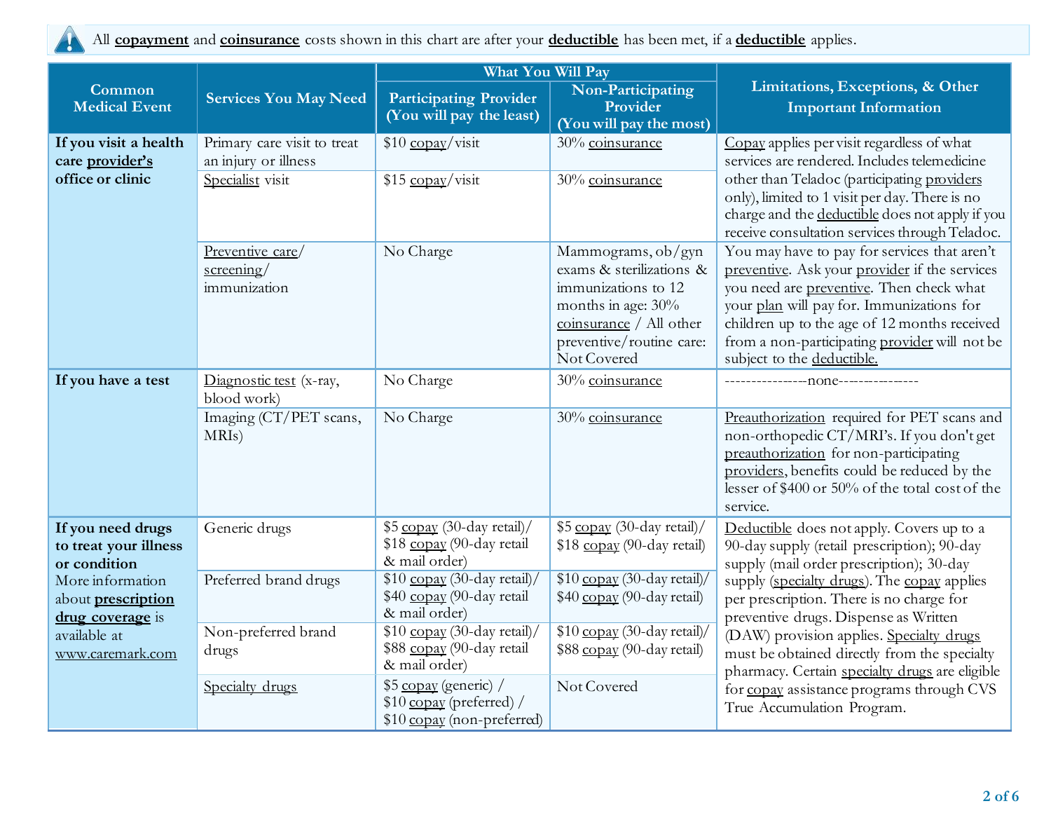All **copayment** and **coinsurance** costs shown in this chart are after your **deductible** has been met, if a **deductible** applies.

| Common Medical Event | Services You May Need | What You Will Pay | | Limitations, Exceptions, & Other Important Information |
|---|---|---|---|---|
| | | Participating Provider (You will pay the least) | Non-Participating Provider (You will pay the most) | |
| **If you visit a health care provider's office or clinic** | Primary care visit to treat an injury or illness | $10 copay/visit | 30% coinsurance | Copay applies per visit regardless of what services are rendered. Includes telemedicine other than Teladoc (participating providers only), limited to 1 visit per day. There is no charge and the deductible does not apply if you receive consultation services through Teladoc. |
| | Specialist visit | $15 copay/visit | 30% coinsurance | |
| | Preventive care/ screening/ immunization | No Charge | Mammograms, ob/gyn exams & sterilizations & immunizations to 12 months in age: 30% coinsurance / All other preventive/routine care: Not Covered | You may have to pay for services that aren't preventive. Ask your provider if the services you need are preventive. Then check what your plan will pay for. Immunizations for children up to the age of 12 months received from a non-participating provider will not be subject to the deductible. |
| **If you have a test** | Diagnostic test (x-ray, blood work) | No Charge | 30% coinsurance | ---------------none--------------- |
| | Imaging (CT/PET scans, MRIs) | No Charge | 30% coinsurance | Preauthorization required for PET scans and non-orthopedic CT/MRI's. If you don't get preauthorization for non-participating providers, benefits could be reduced by the lesser of $400 or 50% of the total cost of the service. |
| **If you need drugs to treat your illness or condition** More information about **prescription drug coverage** is available at www.caremark.com | Generic drugs | $5 copay (30-day retail)/ $18 copay (90-day retail & mail order) | $5 copay (30-day retail)/ $18 copay (90-day retail) | Deductible does not apply. Covers up to a 90-day supply (retail prescription); 90-day supply (mail order prescription); 30-day supply (specialty drugs). The copay applies per prescription. There is no charge for preventive drugs. Dispense as Written (DAW) provision applies. Specialty drugs must be obtained directly from the specialty pharmacy. Certain specialty drugs are eligible for copay assistance programs through CVS True Accumulation Program. |
| | Preferred brand drugs | $10 copay (30-day retail)/ $40 copay (90-day retail & mail order) | $10 copay (30-day retail)/ $40 copay (90-day retail) | |
| | Non-preferred brand drugs | $10 copay (30-day retail)/ $88 copay (90-day retail & mail order) | $10 copay (30-day retail)/ $88 copay (90-day retail) | |
| | Specialty drugs | $5 copay (generic) / $10 copay (preferred) / $10 copay (non-preferred) | Not Covered | |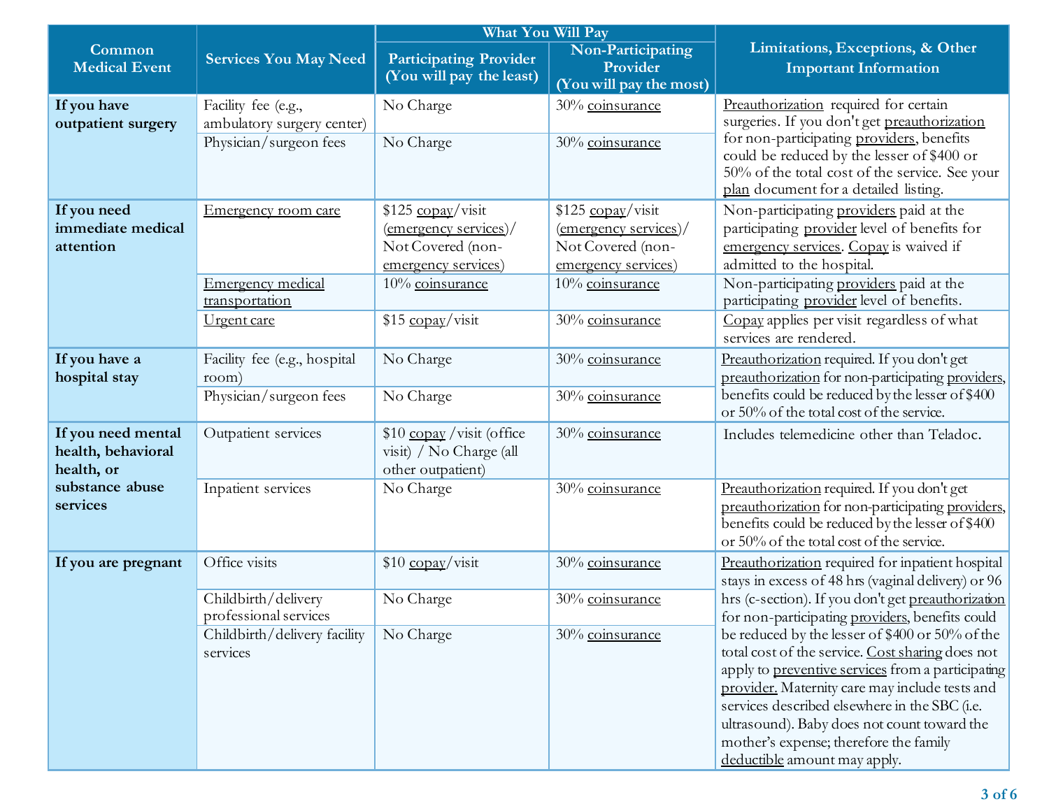| Common Medical Event | Services You May Need | What You Will Pay | | Limitations, Exceptions, & Other Important Information |
|---|---|---|---|---|
| | | Participating Provider (You will pay the least) | Non-Participating Provider (You will pay the most) | |
| **If you have outpatient surgery** | Facility fee (e.g., ambulatory surgery center) | No Charge | 30% coinsurance | Preauthorization required for certain surgeries. If you don't get preauthorization for non-participating providers, benefits could be reduced by the lesser of $400 or 50% of the total cost of the service. See your plan document for a detailed listing. |
| | Physician/surgeon fees | No Charge | 30% coinsurance | |
| **If you need immediate medical attention** | Emergency room care | $125 copay/visit (emergency services)/ Not Covered (non-emergency services) | $125 copay/visit (emergency services)/ Not Covered (non-emergency services) | Non-participating providers paid at the participating provider level of benefits for emergency services. Copay is waived if admitted to the hospital. |
| | Emergency medical transportation | 10% coinsurance | 10% coinsurance | Non-participating providers paid at the participating provider level of benefits. |
| | Urgent care | $15 copay/visit | 30% coinsurance | Copay applies per visit regardless of what services are rendered. |
| **If you have a hospital stay** | Facility fee (e.g., hospital room) | No Charge | 30% coinsurance | Preauthorization required. If you don't get preauthorization for non-participating providers, benefits could be reduced by the lesser of $400 or 50% of the total cost of the service. |
| | Physician/surgeon fees | No Charge | 30% coinsurance | |
| **If you need mental health, behavioral health, or substance abuse services** | Outpatient services | $10 copay /visit (office visit) / No Charge (all other outpatient) | 30% coinsurance | Includes telemedicine other than Teladoc. |
| | Inpatient services | No Charge | 30% coinsurance | Preauthorization required. If you don't get preauthorization for non-participating providers, benefits could be reduced by the lesser of $400 or 50% of the total cost of the service. |
| **If you are pregnant** | Office visits | $10 copay/visit | 30% coinsurance | Preauthorization required for inpatient hospital stays in excess of 48 hrs (vaginal delivery) or 96 hrs (c-section). If you don't get preauthorization for non-participating providers, benefits could be reduced by the lesser of $400 or 50% of the total cost of the service. Cost sharing does not apply to preventive services from a participating provider. Maternity care may include tests and services described elsewhere in the SBC (i.e. ultrasound). Baby does not count toward the mother's expense; therefore the family deductible amount may apply. |
| | Childbirth/delivery professional services | No Charge | 30% coinsurance | |
| | Childbirth/delivery facility services | No Charge | 30% coinsurance | |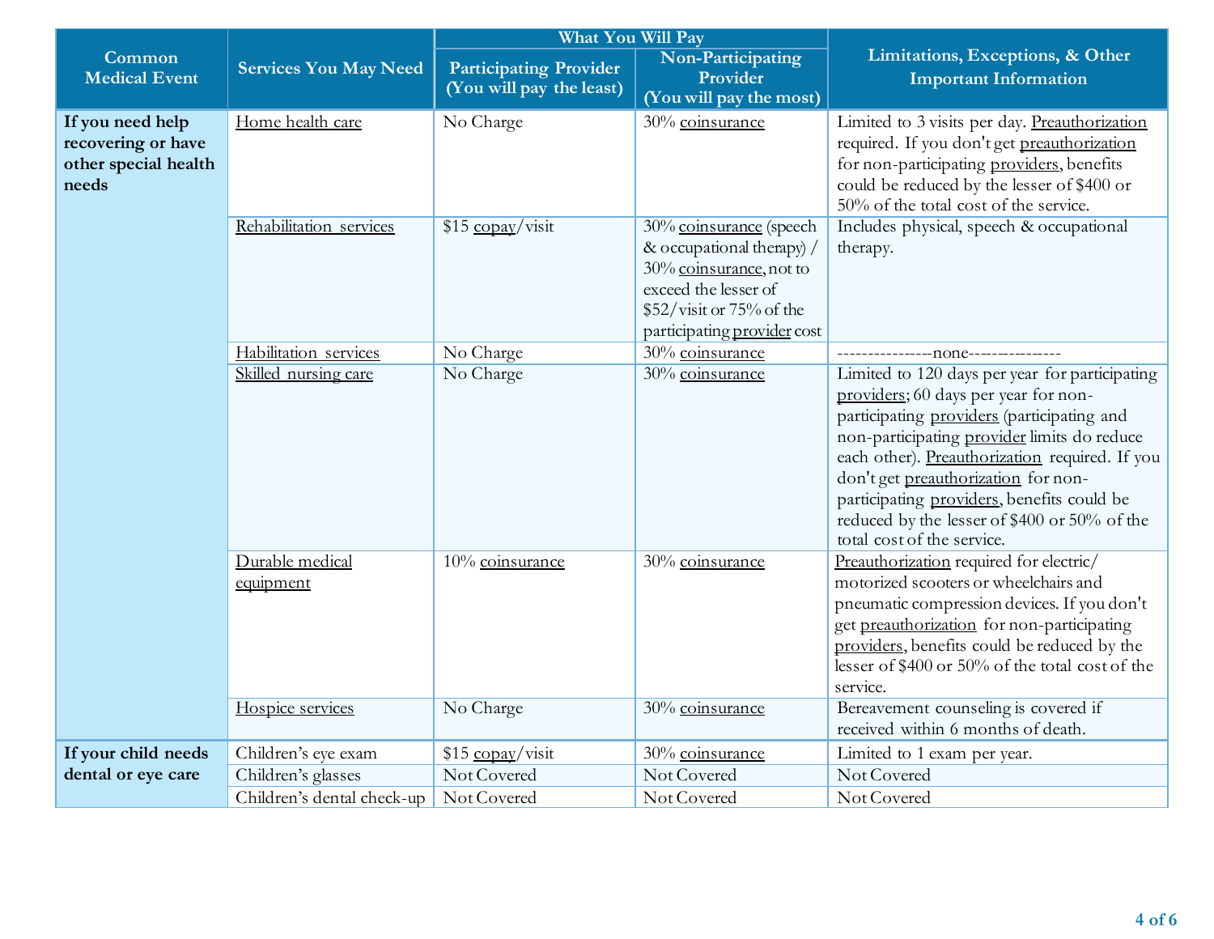| Common Medical Event | Services You May Need | What You Will Pay | | Limitations, Exceptions, & Other Important Information |
|---|---|---|---|---|
| | | Participating Provider (You will pay the least) | Non-Participating Provider (You will pay the most) | |
| If you need help recovering or have other special health needs | Home health care | No Charge | 30% coinsurance | Limited to 3 visits per day. Preauthorization required. If you don't get preauthorization for non-participating providers, benefits could be reduced by the lesser of $400 or 50% of the total cost of the service. |
| | Rehabilitation services | $15 copay/visit | 30% coinsurance (speech & occupational therapy) / 30% coinsurance, not to exceed the lesser of $52/visit or 75% of the participating provider cost | Includes physical, speech & occupational therapy. |
| | Habilitation services | No Charge | 30% coinsurance | ---------------none--------------- |
| | Skilled nursing care | No Charge | 30% coinsurance | Limited to 120 days per year for participating providers; 60 days per year for non-participating providers (participating and non-participating provider limits do reduce each other). Preauthorization required. If you don't get preauthorization for non-participating providers, benefits could be reduced by the lesser of $400 or 50% of the total cost of the service. |
| | Durable medical equipment | 10% coinsurance | 30% coinsurance | Preauthorization required for electric/ motorized scooters or wheelchairs and pneumatic compression devices. If you don't get preauthorization for non-participating providers, benefits could be reduced by the lesser of $400 or 50% of the total cost of the service. |
| | Hospice services | No Charge | 30% coinsurance | Bereavement counseling is covered if received within 6 months of death. |
| If your child needs dental or eye care | Children's eye exam | $15 copay/visit | 30% coinsurance | Limited to 1 exam per year. |
| | Children's glasses | Not Covered | Not Covered | Not Covered |
| | Children's dental check-up | Not Covered | Not Covered | Not Covered |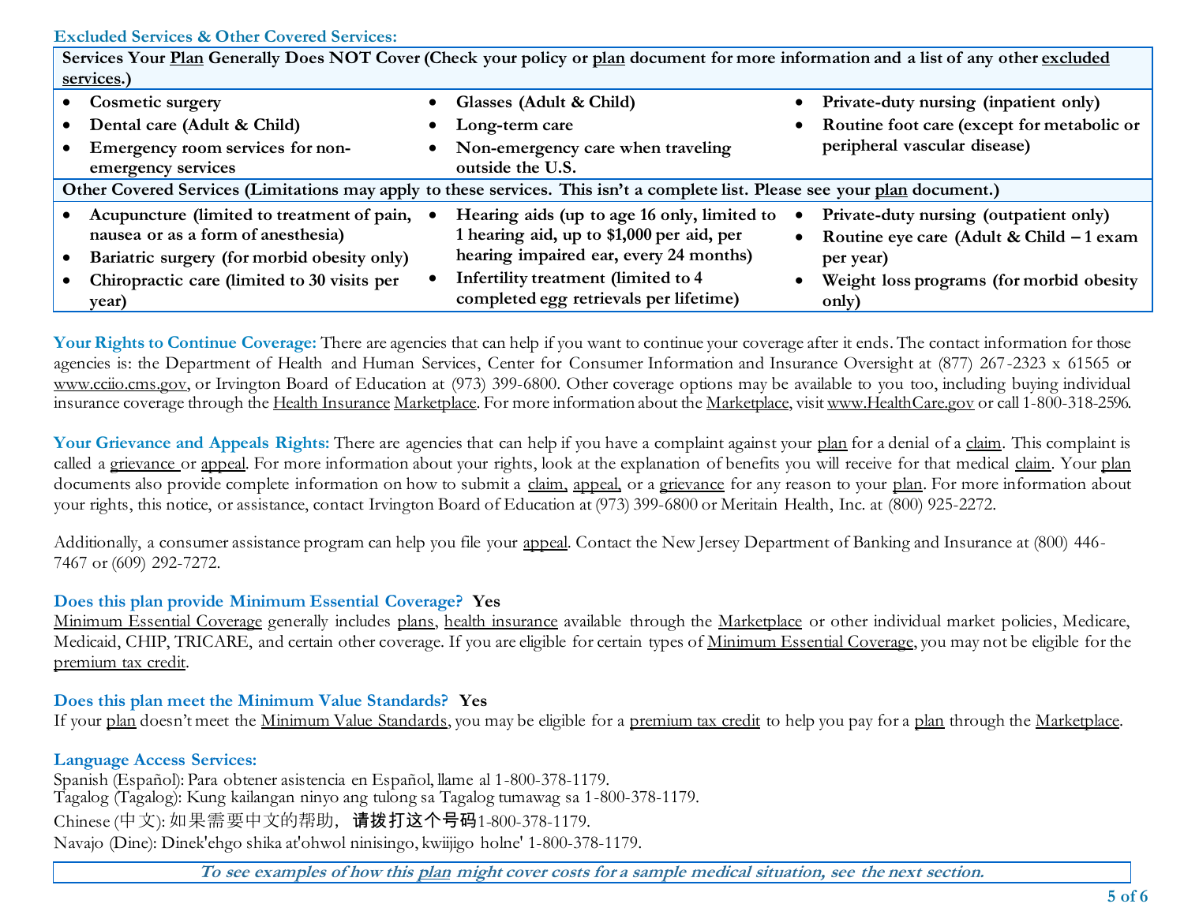## Excluded Services & Other Covered Services:

| **Services Your Plan Generally Does NOT Cover (Check your policy or plan document for more information and a list of any other excluded services.)** | | |
|---|---|---|
| • **Cosmetic surgery**<br>• **Dental care (Adult & Child)**<br>• **Emergency room services for non-emergency services** | • **Glasses (Adult & Child)**<br>• **Long-term care**<br>• **Non-emergency care when traveling outside the U.S.** | • **Private-duty nursing (inpatient only)**<br>• **Routine foot care (except for metabolic or peripheral vascular disease)** |

| **Other Covered Services (Limitations may apply to these services. This isn't a complete list. Please see your plan document.)** | | |
|---|---|---|
| • **Acupuncture (limited to treatment of pain, nausea or as a form of anesthesia)**<br>• **Bariatric surgery (for morbid obesity only)**<br>• **Chiropractic care (limited to 30 visits per year)** | • **Hearing aids (up to age 16 only, limited to 1 hearing aid, up to $1,000 per aid, per hearing impaired ear, every 24 months)**<br>• **Infertility treatment (limited to 4 completed egg retrievals per lifetime)** | • **Private-duty nursing (outpatient only)**<br>• **Routine eye care (Adult & Child – 1 exam per year)**<br>• **Weight loss programs (for morbid obesity only)** |

**Your Rights to Continue Coverage:** There are agencies that can help if you want to continue your coverage after it ends. The contact information for those agencies is: the Department of Health and Human Services, Center for Consumer Information and Insurance Oversight at (877) 267-2323 x 61565 or www.cciio.cms.gov, or Irvington Board of Education at (973) 399-6800. Other coverage options may be available to you too, including buying individual insurance coverage through the Health Insurance Marketplace. For more information about the Marketplace, visit www.HealthCare.gov or call 1-800-318-2596.

**Your Grievance and Appeals Rights:** There are agencies that can help if you have a complaint against your plan for a denial of a claim. This complaint is called a grievance or appeal. For more information about your rights, look at the explanation of benefits you will receive for that medical claim. Your plan documents also provide complete information on how to submit a claim, appeal, or a grievance for any reason to your plan. For more information about your rights, this notice, or assistance, contact Irvington Board of Education at (973) 399-6800 or Meritain Health, Inc. at (800) 925-2272.

Additionally, a consumer assistance program can help you file your appeal. Contact the New Jersey Department of Banking and Insurance at (800) 446-7467 or (609) 292-7272.

**Does this plan provide Minimum Essential Coverage? Yes**

Minimum Essential Coverage generally includes plans, health insurance available through the Marketplace or other individual market policies, Medicare, Medicaid, CHIP, TRICARE, and certain other coverage. If you are eligible for certain types of Minimum Essential Coverage, you may not be eligible for the premium tax credit.

**Does this plan meet the Minimum Value Standards? Yes**

If your plan doesn't meet the Minimum Value Standards, you may be eligible for a premium tax credit to help you pay for a plan through the Marketplace.

**Language Access Services:**

Spanish (Español): Para obtener asistencia en Español, llame al 1-800-378-1179.
Tagalog (Tagalog): Kung kailangan ninyo ang tulong sa Tagalog tumawag sa 1-800-378-1179.
Chinese (中文): 如果需要中文的帮助，**请拨打这个号码**1-800-378-1179.
Navajo (Dine): Dinek'ehgo shika at'ohwol ninisingo, kwiijigo holne' 1-800-378-1179.

***To see examples of how this plan might cover costs for a sample medical situation, see the next section.***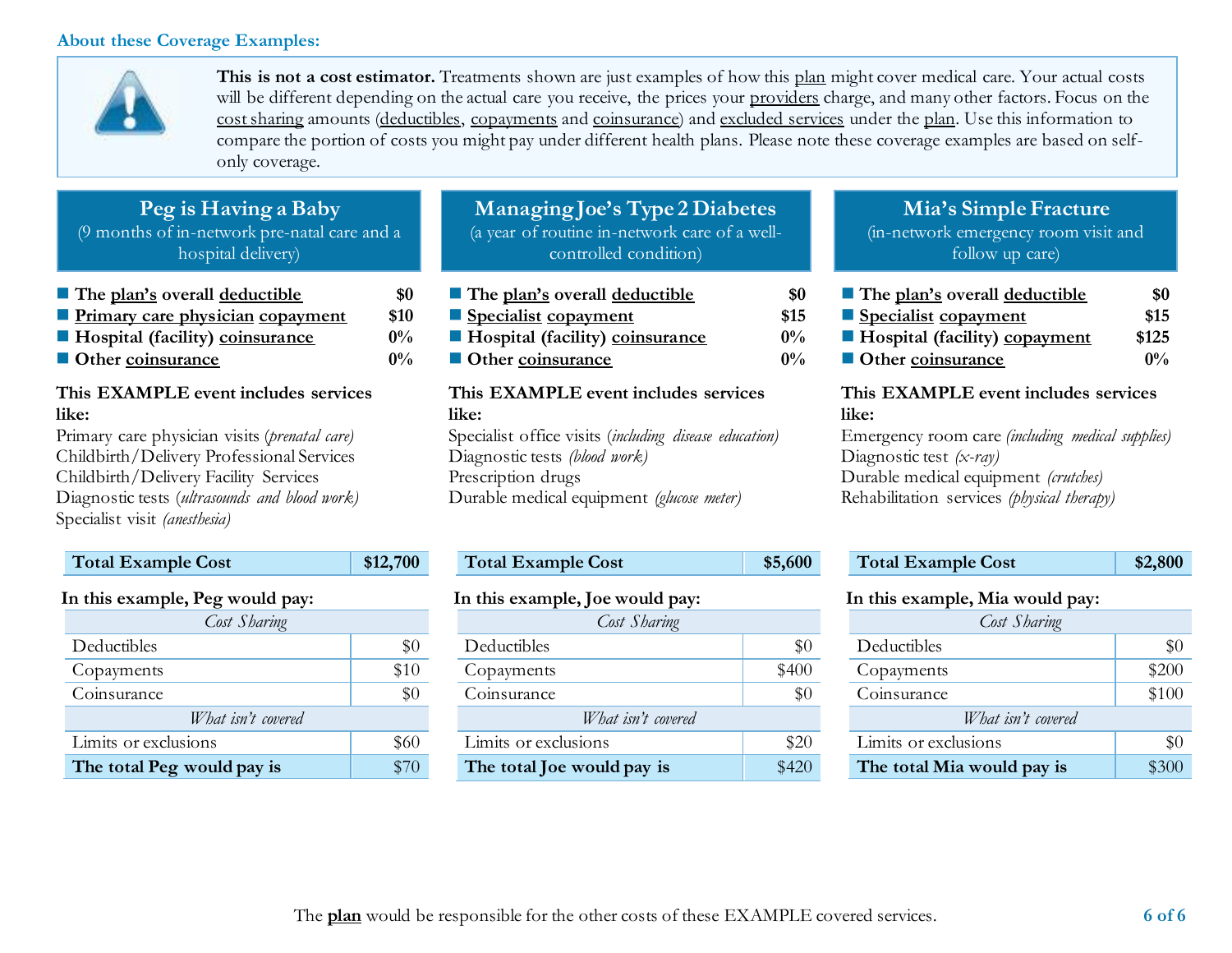## About these Coverage Examples:

**This is not a cost estimator.** Treatments shown are just examples of how this plan might cover medical care. Your actual costs will be different depending on the actual care you receive, the prices your providers charge, and many other factors. Focus on the cost sharing amounts (deductibles, copayments and coinsurance) and excluded services under the plan. Use this information to compare the portion of costs you might pay under different health plans. Please note these coverage examples are based on self-only coverage.

### Peg is Having a Baby
(9 months of in-network pre-natal care and a hospital delivery)

- **The plan's overall deductible** **$0**
- **Primary care physician copayment** **$10**
- **Hospital (facility) coinsurance** **0%**
- **Other coinsurance** **0%**

**This EXAMPLE event includes services like:**
Primary care physician visits *(prenatal care)*
Childbirth/Delivery Professional Services
Childbirth/Delivery Facility Services
Diagnostic tests *(ultrasounds and blood work)*
Specialist visit *(anesthesia)*

| **Total Example Cost** | **$12,700** |
|---|---|

**In this example, Peg would pay:**

| *Cost Sharing* | |
|---|---|
| Deductibles | $0 |
| Copayments | $10 |
| Coinsurance | $0 |
| *What isn't covered* | |
| Limits or exclusions | $60 |
| **The total Peg would pay is** | $70 |

### Managing Joe's Type 2 Diabetes
(a year of routine in-network care of a well-controlled condition)

- **The plan's overall deductible** **$0**
- **Specialist copayment** **$15**
- **Hospital (facility) coinsurance** **0%**
- **Other coinsurance** **0%**

**This EXAMPLE event includes services like:**
Specialist office visits *(including disease education)*
Diagnostic tests *(blood work)*
Prescription drugs
Durable medical equipment *(glucose meter)*

| **Total Example Cost** | **$5,600** |
|---|---|

**In this example, Joe would pay:**

| *Cost Sharing* | |
|---|---|
| Deductibles | $0 |
| Copayments | $400 |
| Coinsurance | $0 |
| *What isn't covered* | |
| Limits or exclusions | $20 |
| **The total Joe would pay is** | $420 |

### Mia's Simple Fracture
(in-network emergency room visit and follow up care)

- **The plan's overall deductible** **$0**
- **Specialist copayment** **$15**
- **Hospital (facility) copayment** **$125**
- **Other coinsurance** **0%**

**This EXAMPLE event includes services like:**
Emergency room care *(including medical supplies)*
Diagnostic test *(x-ray)*
Durable medical equipment *(crutches)*
Rehabilitation services *(physical therapy)*

| **Total Example Cost** | **$2,800** |
|---|---|

**In this example, Mia would pay:**

| *Cost Sharing* | |
|---|---|
| Deductibles | $0 |
| Copayments | $200 |
| Coinsurance | $100 |
| *What isn't covered* | |
| Limits or exclusions | $0 |
| **The total Mia would pay is** | $300 |

The **plan** would be responsible for the other costs of these EXAMPLE covered services.